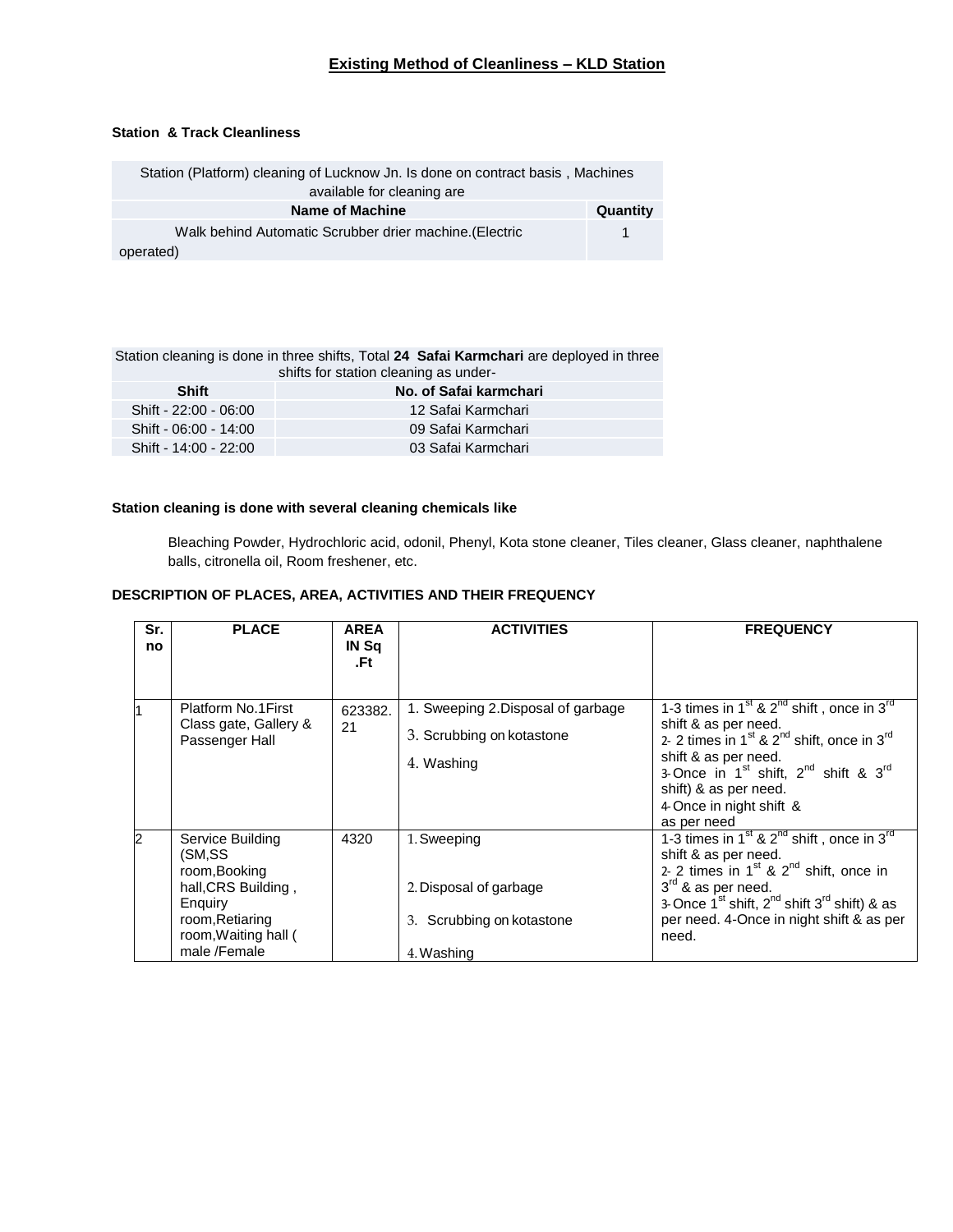# Existing Method of Cleanliness – KLD Station

### Station & Track Cleanliness

| Station (Platform) cleaning of Lucknow Jn. Is done on contract basis , Machines available for cleaning are | |
|---|---|
| **Name of Machine** | **Quantity** |
| Walk behind Automatic Scrubber drier machine.(Electric operated) | 1 |

| Station cleaning is done in three shifts, Total **24 Safai Karmchari** are deployed in three shifts for station cleaning as under- | |
|---|---|
| **Shift** | **No. of Safai karmchari** |
| Shift - 22:00 - 06:00 | 12 Safai Karmchari |
| Shift - 06:00 - 14:00 | 09 Safai Karmchari |
| Shift - 14:00 - 22:00 | 03 Safai Karmchari |

**Station cleaning is done with several cleaning chemicals like**

Bleaching Powder, Hydrochloric acid, odonil, Phenyl, Kota stone cleaner, Tiles cleaner, Glass cleaner, naphthalene balls, citronella oil, Room freshener, etc.

**DESCRIPTION OF PLACES, AREA, ACTIVITIES AND THEIR FREQUENCY**

| Sr. no | PLACE | AREA IN Sq .Ft | ACTIVITIES | FREQUENCY |
|---|---|---|---|---|
| 1 | Platform No.1First Class gate, Gallery & Passenger Hall | 623382.21 | 1. Sweeping 2.Disposal of garbage<br>3. Scrubbing on kotastone<br>4. Washing | 1-3 times in 1st & 2nd shift , once in 3rd shift & as per need.<br>2- 2 times in 1st & 2nd shift, once in 3rd shift & as per need.<br>3- Once in 1st shift, 2nd shift & 3rd shift) & as per need.<br>4- Once in night shift & as per need |
| 2 | Service Building (SM,SS room,Booking hall,CRS Building , Enquiry room,Retiaring room,Waiting hall ( male /Female | 4320 | 1. Sweeping<br>2. Disposal of garbage<br>3. Scrubbing on kotastone<br>4. Washing | 1-3 times in 1st & 2nd shift , once in 3rd shift & as per need.<br>2- 2 times in 1st & 2nd shift, once in 3rd & as per need.<br>3- Once 1st shift, 2nd shift 3rd shift) & as per need. 4-Once in night shift & as per need. |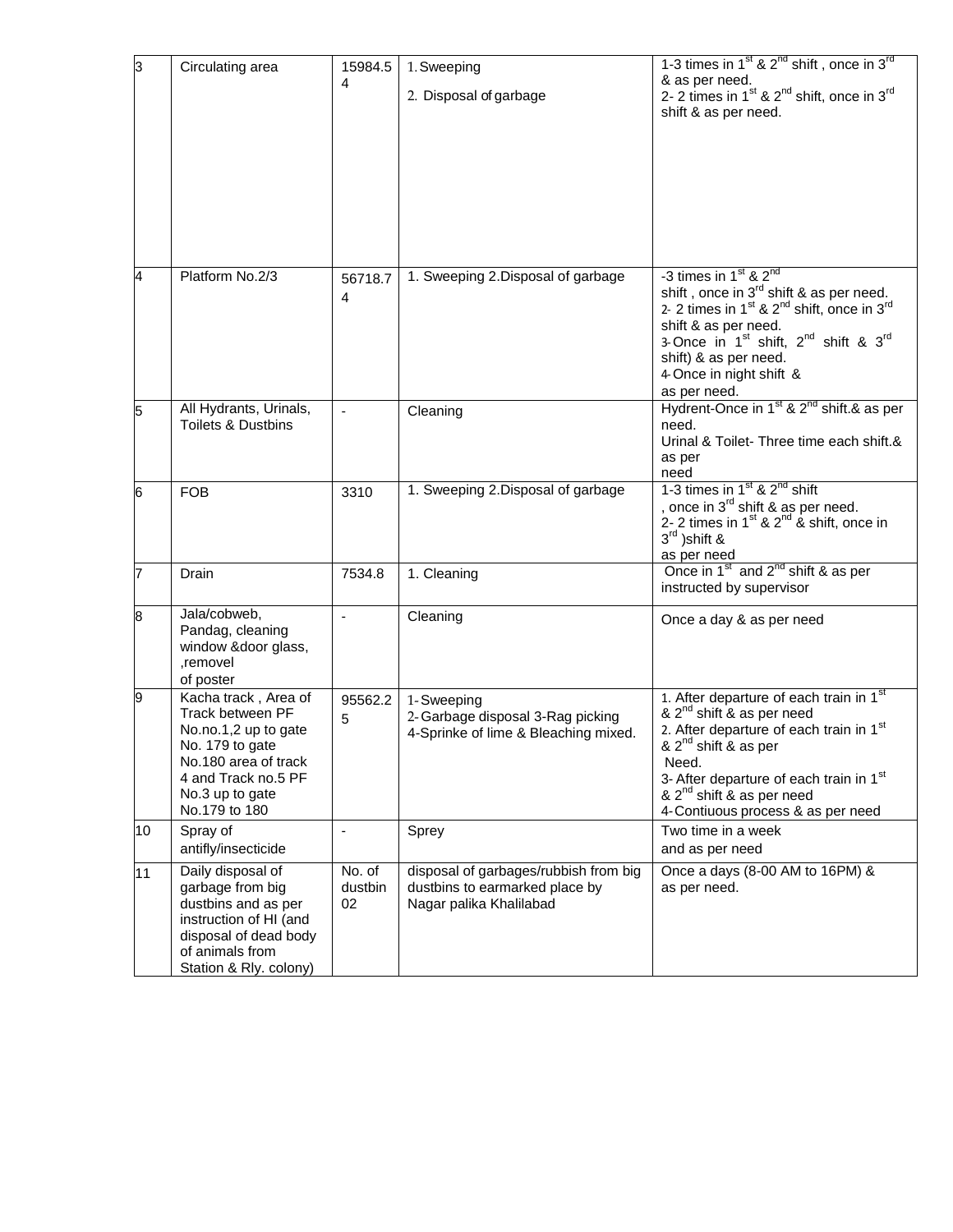| | | | | |
|---|---|---|---|---|
| 3 | Circulating area | 15984.54 | 1. Sweeping<br>2. Disposal of garbage | 1-3 times in 1st & 2nd shift , once in 3rd & as per need.<br>2- 2 times in 1st & 2nd shift, once in 3rd shift & as per need. |
| 4 | Platform No.2/3 | 56718.74 | 1. Sweeping 2.Disposal of garbage | -3 times in 1st & 2nd shift , once in 3rd shift & as per need.<br>2- 2 times in 1st & 2nd shift, once in 3rd shift & as per need.<br>3-Once in 1st shift, 2nd shift & 3rd shift) & as per need.<br>4-Once in night shift & as per need. |
| 5 | All Hydrants, Urinals, Toilets & Dustbins | - | Cleaning | Hydrent-Once in 1st & 2nd shift.& as per need.<br>Urinal & Toilet- Three time each shift.& as per need |
| 6 | FOB | 3310 | 1. Sweeping 2.Disposal of garbage | 1-3 times in 1st & 2nd shift , once in 3rd shift & as per need.<br>2- 2 times in 1st & 2nd & shift, once in 3rd )shift & as per need |
| 7 | Drain | 7534.8 | 1. Cleaning | Once in 1st and 2nd shift & as per instructed by supervisor |
| 8 | Jala/cobweb, Pandag, cleaning window &door glass, ,removel of poster | - | Cleaning | Once a day & as per need |
| 9 | Kacha track , Area of Track between PF No.no.1,2 up to gate No. 179 to gate No.180 area of track 4 and Track no.5 PF No.3 up to gate No.179 to 180 | 95562.25 | 1-Sweeping<br>2-Garbage disposal 3-Rag picking<br>4-Sprinke of lime & Bleaching mixed. | 1. After departure of each train in 1st & 2nd shift & as per need<br>2. After departure of each train in 1st & 2nd shift & as per Need.<br>3- After departure of each train in 1st & 2nd shift & as per need<br>4-Contiuous process & as per need |
| 10 | Spray of antifly/insecticide | - | Sprey | Two time in a week and as per need |
| 11 | Daily disposal of garbage from big dustbins and as per instruction of HI (and disposal of dead body of animals from Station & Rly. colony) | No. of dustbin 02 | disposal of garbages/rubbish from big dustbins to earmarked place by Nagar palika Khalilabad | Once a days (8-00 AM to 16PM) & as per need. |